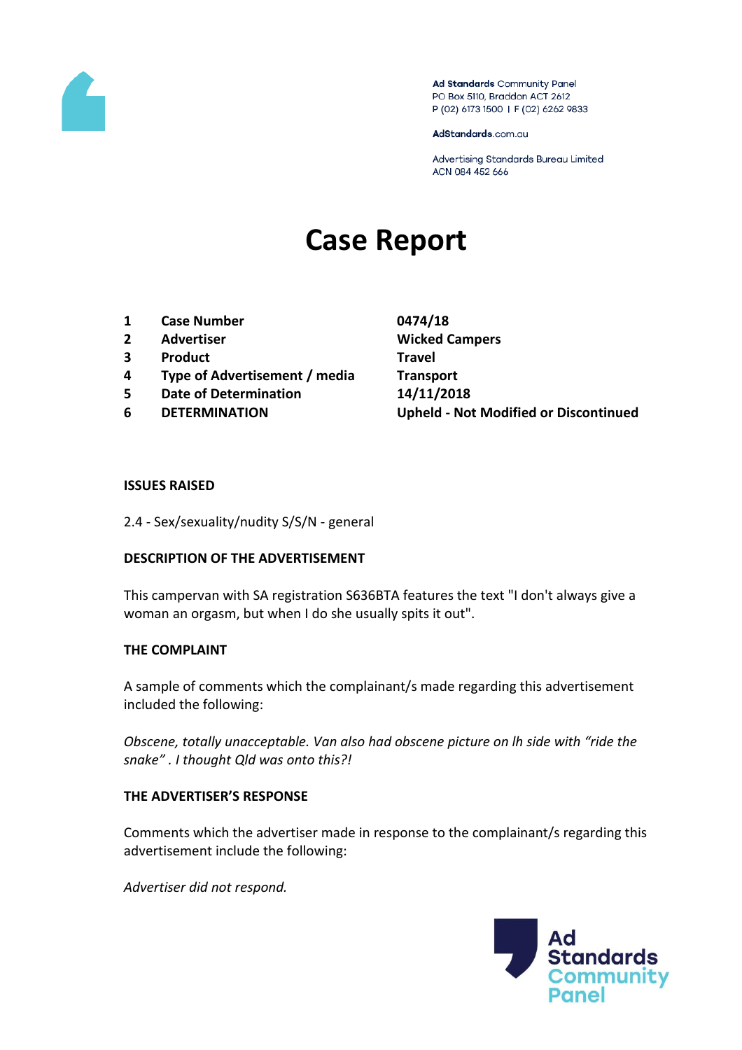Ad Standards Community Panel
PO Box 5110, Braddon ACT 2612
P (02) 6173 1500 | F (02) 6262 9833

AdStandards.com.au

Advertising Standards Bureau Limited
ACN 084 452 666

# Case Report

| | | |
|---|---|---|
| 1 | **Case Number** | **0474/18** |
| 2 | **Advertiser** | **Wicked Campers** |
| 3 | **Product** | **Travel** |
| 4 | **Type of Advertisement / media** | **Transport** |
| 5 | **Date of Determination** | **14/11/2018** |
| 6 | **DETERMINATION** | **Upheld - Not Modified or Discontinued** |

**ISSUES RAISED**

2.4 - Sex/sexuality/nudity S/S/N - general

**DESCRIPTION OF THE ADVERTISEMENT**

This campervan with SA registration S636BTA features the text "I don't always give a woman an orgasm, but when I do she usually spits it out".

**THE COMPLAINT**

A sample of comments which the complainant/s made regarding this advertisement included the following:

*Obscene, totally unacceptable. Van also had obscene picture on lh side with "ride the snake" . I thought Qld was onto this?!*

**THE ADVERTISER'S RESPONSE**

Comments which the advertiser made in response to the complainant/s regarding this advertisement include the following:

*Advertiser did not respond.*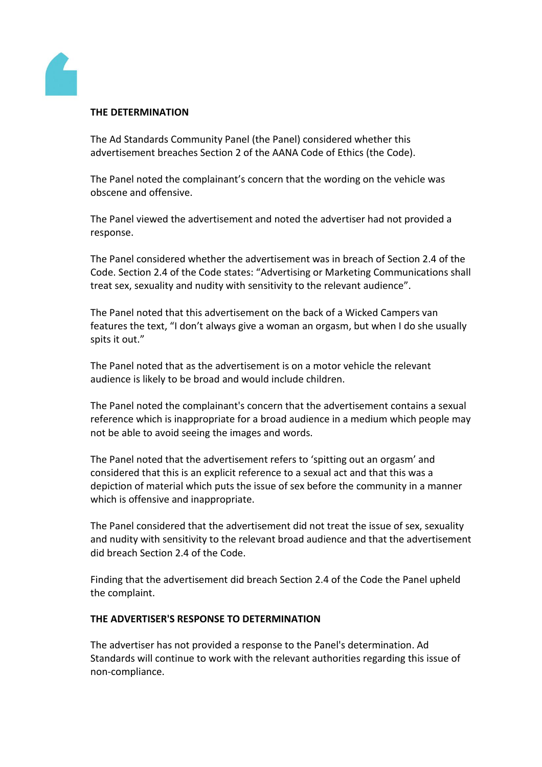## THE DETERMINATION

The Ad Standards Community Panel (the Panel) considered whether this advertisement breaches Section 2 of the AANA Code of Ethics (the Code).

The Panel noted the complainant's concern that the wording on the vehicle was obscene and offensive.

The Panel viewed the advertisement and noted the advertiser had not provided a response.

The Panel considered whether the advertisement was in breach of Section 2.4 of the Code. Section 2.4 of the Code states: "Advertising or Marketing Communications shall treat sex, sexuality and nudity with sensitivity to the relevant audience".

The Panel noted that this advertisement on the back of a Wicked Campers van features the text, "I don't always give a woman an orgasm, but when I do she usually spits it out."

The Panel noted that as the advertisement is on a motor vehicle the relevant audience is likely to be broad and would include children.

The Panel noted the complainant's concern that the advertisement contains a sexual reference which is inappropriate for a broad audience in a medium which people may not be able to avoid seeing the images and words.

The Panel noted that the advertisement refers to 'spitting out an orgasm' and considered that this is an explicit reference to a sexual act and that this was a depiction of material which puts the issue of sex before the community in a manner which is offensive and inappropriate.

The Panel considered that the advertisement did not treat the issue of sex, sexuality and nudity with sensitivity to the relevant broad audience and that the advertisement did breach Section 2.4 of the Code.

Finding that the advertisement did breach Section 2.4 of the Code the Panel upheld the complaint.

## THE ADVERTISER'S RESPONSE TO DETERMINATION

The advertiser has not provided a response to the Panel's determination. Ad Standards will continue to work with the relevant authorities regarding this issue of non-compliance.